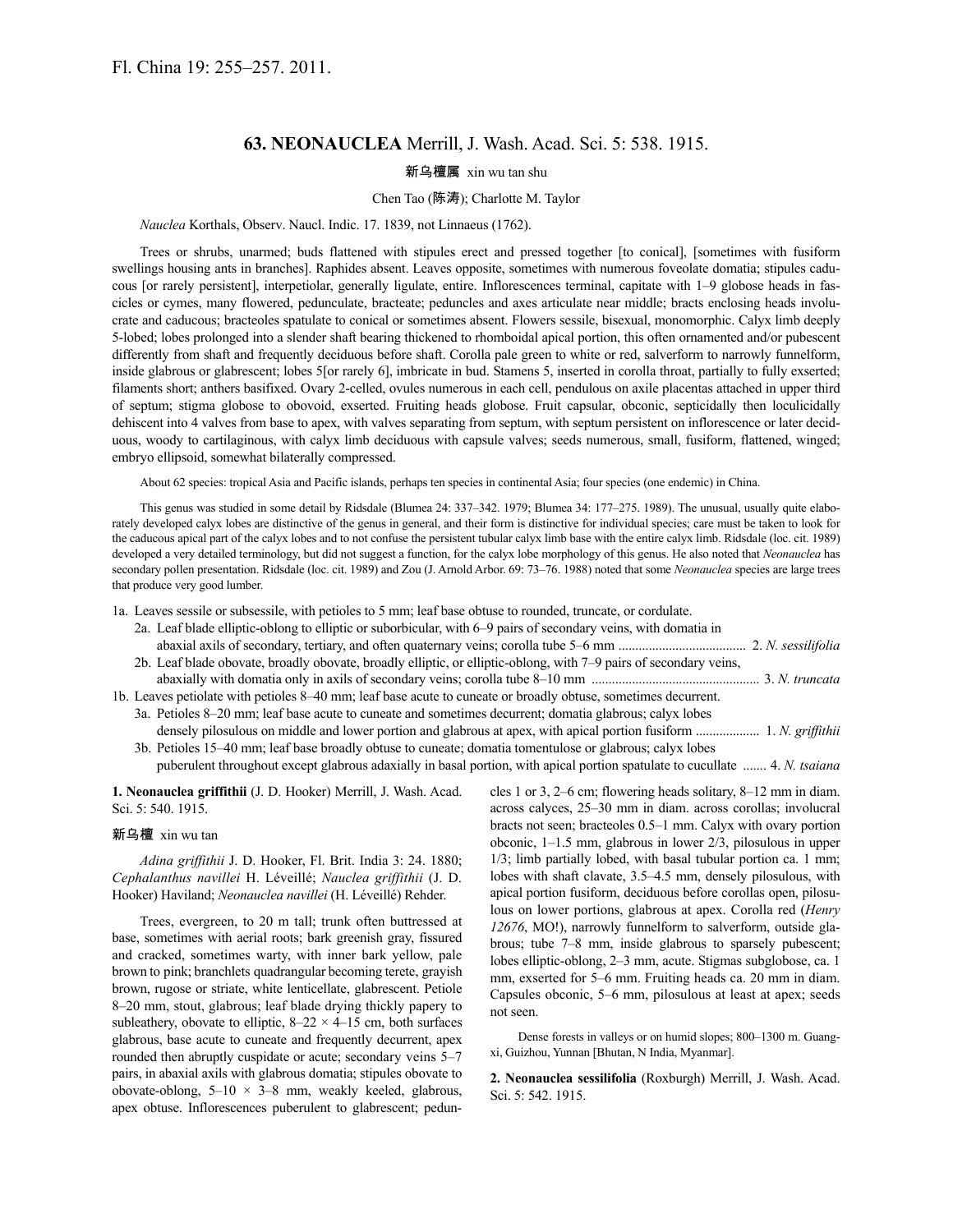Fl. China 19: 255–257. 2011.

# 63. NEONAUCLEA Merrill, J. Wash. Acad. Sci. 5: 538. 1915.

新乌檀属 xin wu tan shu

Chen Tao (陈涛); Charlotte M. Taylor

*Nauclea* Korthals, Observ. Naucl. Indic. 17. 1839, not Linnaeus (1762).

Trees or shrubs, unarmed; buds flattened with stipules erect and pressed together [to conical], [sometimes with fusiform swellings housing ants in branches]. Raphides absent. Leaves opposite, sometimes with numerous foveolate domatia; stipules caducous [or rarely persistent], interpetiolar, generally ligulate, entire. Inflorescences terminal, capitate with 1–9 globose heads in fascicles or cymes, many flowered, pedunculate, bracteate; peduncles and axes articulate near middle; bracts enclosing heads involucrate and caducous; bracteoles spatulate to conical or sometimes absent. Flowers sessile, bisexual, monomorphic. Calyx limb deeply 5-lobed; lobes prolonged into a slender shaft bearing thickened to rhomboidal apical portion, this often ornamented and/or pubescent differently from shaft and frequently deciduous before shaft. Corolla pale green to white or red, salverform to narrowly funnelform, inside glabrous or glabrescent; lobes 5[or rarely 6], imbricate in bud. Stamens 5, inserted in corolla throat, partially to fully exserted; filaments short; anthers basifixed. Ovary 2-celled, ovules numerous in each cell, pendulous on axile placentas attached in upper third of septum; stigma globose to obovoid, exserted. Fruiting heads globose. Fruit capsular, obconic, septicidally then loculicidally dehiscent into 4 valves from base to apex, with valves separating from septum, with septum persistent on inflorescence or later deciduous, woody to cartilaginous, with calyx limb deciduous with capsule valves; seeds numerous, small, fusiform, flattened, winged; embryo ellipsoid, somewhat bilaterally compressed.

About 62 species: tropical Asia and Pacific islands, perhaps ten species in continental Asia; four species (one endemic) in China.

This genus was studied in some detail by Ridsdale (Blumea 24: 337–342. 1979; Blumea 34: 177–275. 1989). The unusual, usually quite elaborately developed calyx lobes are distinctive of the genus in general, and their form is distinctive for individual species; care must be taken to look for the caducous apical part of the calyx lobes and to not confuse the persistent tubular calyx limb base with the entire calyx limb. Ridsdale (loc. cit. 1989) developed a very detailed terminology, but did not suggest a function, for the calyx lobe morphology of this genus. He also noted that *Neonauclea* has secondary pollen presentation. Ridsdale (loc. cit. 1989) and Zou (J. Arnold Arbor. 69: 73–76. 1988) noted that some *Neonauclea* species are large trees that produce very good lumber.

1a. Leaves sessile or subsessile, with petioles to 5 mm; leaf base obtuse to rounded, truncate, or cordulate.
  2a. Leaf blade elliptic-oblong to elliptic or suborbicular, with 6–9 pairs of secondary veins, with domatia in abaxial axils of secondary, tertiary, and often quaternary veins; corolla tube 5–6 mm ..................................... 2. *N. sessilifolia*
  2b. Leaf blade obovate, broadly obovate, broadly elliptic, or elliptic-oblong, with 7–9 pairs of secondary veins, abaxially with domatia only in axils of secondary veins; corolla tube 8–10 mm ................................................ 3. *N. truncata*
1b. Leaves petiolate with petioles 8–40 mm; leaf base acute to cuneate or broadly obtuse, sometimes decurrent.
  3a. Petioles 8–20 mm; leaf base acute to cuneate and sometimes decurrent; domatia glabrous; calyx lobes densely pilosulous on middle and lower portion and glabrous at apex, with apical portion fusiform .................. 1. *N. griffithii*
  3b. Petioles 15–40 mm; leaf base broadly obtuse to cuneate; domatia tomentulose or glabrous; calyx lobes puberulent throughout except glabrous adaxially in basal portion, with apical portion spatulate to cucullate ....... 4. *N. tsaiana*

**1. Neonauclea griffithii** (J. D. Hooker) Merrill, J. Wash. Acad. Sci. 5: 540. 1915.

新乌檀 xin wu tan

*Adina griffithii* J. D. Hooker, Fl. Brit. India 3: 24. 1880; *Cephalanthus navillei* H. Léveillé; *Nauclea griffithii* (J. D. Hooker) Haviland; *Neonauclea navillei* (H. Léveillé) Rehder.

Trees, evergreen, to 20 m tall; trunk often buttressed at base, sometimes with aerial roots; bark greenish gray, fissured and cracked, sometimes warty, with inner bark yellow, pale brown to pink; branchlets quadrangular becoming terete, grayish brown, rugose or striate, white lenticellate, glabrescent. Petiole 8–20 mm, stout, glabrous; leaf blade drying thickly papery to subleathery, obovate to elliptic, 8–22 × 4–15 cm, both surfaces glabrous, base acute to cuneate and frequently decurrent, apex rounded then abruptly cuspidate or acute; secondary veins 5–7 pairs, in abaxial axils with glabrous domatia; stipules obovate to obovate-oblong, 5–10 × 3–8 mm, weakly keeled, glabrous, apex obtuse. Inflorescences puberulent to glabrescent; peduncles 1 or 3, 2–6 cm; flowering heads solitary, 8–12 mm in diam. across calyces, 25–30 mm in diam. across corollas; involucral bracts not seen; bracteoles 0.5–1 mm. Calyx with ovary portion obconic, 1–1.5 mm, glabrous in lower 2/3, pilosulous in upper 1/3; limb partially lobed, with basal tubular portion ca. 1 mm; lobes with shaft clavate, 3.5–4.5 mm, densely pilosulous, with apical portion fusiform, deciduous before corollas open, pilosulous on lower portions, glabrous at apex. Corolla red (*Henry 12676*, MO!), narrowly funnelform to salverform, outside glabrous; tube 7–8 mm, inside glabrous to sparsely pubescent; lobes elliptic-oblong, 2–3 mm, acute. Stigmas subglobose, ca. 1 mm, exserted for 5–6 mm. Fruiting heads ca. 20 mm in diam. Capsules obconic, 5–6 mm, pilosulous at least at apex; seeds not seen.

Dense forests in valleys or on humid slopes; 800–1300 m. Guangxi, Guizhou, Yunnan [Bhutan, N India, Myanmar].

**2. Neonauclea sessilifolia** (Roxburgh) Merrill, J. Wash. Acad. Sci. 5: 542. 1915.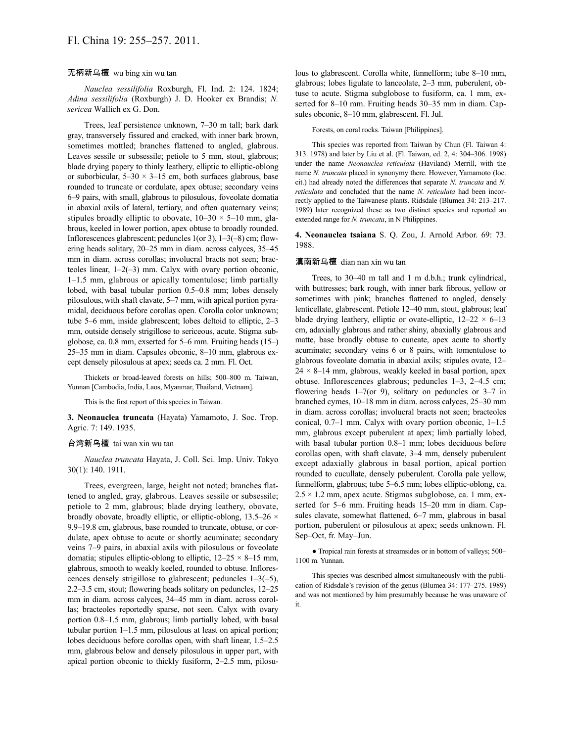无柄新乌檀 wu bing xin wu tan

*Nauclea sessilifolia* Roxburgh, Fl. Ind. 2: 124. 1824; *Adina sessilifolia* (Roxburgh) J. D. Hooker ex Brandis; *N. sericea* Wallich ex G. Don.

Trees, leaf persistence unknown, 7–30 m tall; bark dark gray, transversely fissured and cracked, with inner bark brown, sometimes mottled; branches flattened to angled, glabrous. Leaves sessile or subsessile; petiole to 5 mm, stout, glabrous; blade drying papery to thinly leathery, elliptic to elliptic-oblong or suborbicular, 5–30 × 3–15 cm, both surfaces glabrous, base rounded to truncate or cordulate, apex obtuse; secondary veins 6–9 pairs, with small, glabrous to pilosulous, foveolate domatia in abaxial axils of lateral, tertiary, and often quaternary veins; stipules broadly elliptic to obovate, 10–30 × 5–10 mm, glabrous, keeled in lower portion, apex obtuse to broadly rounded. Inflorescences glabrescent; peduncles 1(or 3), 1–3(–8) cm; flowering heads solitary, 20–25 mm in diam. across calyces, 35–45 mm in diam. across corollas; involucral bracts not seen; bracteoles linear, 1–2(–3) mm. Calyx with ovary portion obconic, 1–1.5 mm, glabrous or apically tomentulose; limb partially lobed, with basal tubular portion 0.5–0.8 mm; lobes densely pilosulous, with shaft clavate, 5–7 mm, with apical portion pyramidal, deciduous before corollas open. Corolla color unknown; tube 5–6 mm, inside glabrescent; lobes deltoid to elliptic, 2–3 mm, outside densely strigillose to sericeous, acute. Stigma subglobose, ca. 0.8 mm, exserted for 5–6 mm. Fruiting heads (15–) 25–35 mm in diam. Capsules obconic, 8–10 mm, glabrous except densely pilosulous at apex; seeds ca. 2 mm. Fl. Oct.

Thickets or broad-leaved forests on hills; 500–800 m. Taiwan, Yunnan [Cambodia, India, Laos, Myanmar, Thailand, Vietnam].

This is the first report of this species in Taiwan.

**3. Neonauclea truncata** (Hayata) Yamamoto, J. Soc. Trop. Agric. 7: 149. 1935.

台湾新乌檀 tai wan xin wu tan

*Nauclea truncata* Hayata, J. Coll. Sci. Imp. Univ. Tokyo 30(1): 140. 1911.

Trees, evergreen, large, height not noted; branches flattened to angled, gray, glabrous. Leaves sessile or subsessile; petiole to 2 mm, glabrous; blade drying leathery, obovate, broadly obovate, broadly elliptic, or elliptic-oblong, 13.5–26 × 9.9–19.8 cm, glabrous, base rounded to truncate, obtuse, or cordulate, apex obtuse to acute or shortly acuminate; secondary veins 7–9 pairs, in abaxial axils with pilosulous or foveolate domatia; stipules elliptic-oblong to elliptic, 12–25 × 8–15 mm, glabrous, smooth to weakly keeled, rounded to obtuse. Inflorescences densely strigillose to glabrescent; peduncles 1–3(–5), 2.2–3.5 cm, stout; flowering heads solitary on peduncles, 12–25 mm in diam. across calyces, 34–45 mm in diam. across corollas; bracteoles reportedly sparse, not seen. Calyx with ovary portion 0.8–1.5 mm, glabrous; limb partially lobed, with basal tubular portion 1–1.5 mm, pilosulous at least on apical portion; lobes deciduous before corollas open, with shaft linear, 1.5–2.5 mm, glabrous below and densely pilosulous in upper part, with apical portion obconic to thickly fusiform, 2–2.5 mm, pilosulous to glabrescent. Corolla white, funnelform; tube 8–10 mm, glabrous; lobes ligulate to lanceolate, 2–3 mm, puberulent, obtuse to acute. Stigma subglobose to fusiform, ca. 1 mm, exserted for 8–10 mm. Fruiting heads 30–35 mm in diam. Capsules obconic, 8–10 mm, glabrescent. Fl. Jul.

Forests, on coral rocks. Taiwan [Philippines].

This species was reported from Taiwan by Chun (Fl. Taiwan 4: 313. 1978) and later by Liu et al. (Fl. Taiwan, ed. 2, 4: 304–306. 1998) under the name *Neonauclea reticulata* (Haviland) Merrill, with the name *N. truncata* placed in synonymy there. However, Yamamoto (loc. cit.) had already noted the differences that separate *N. truncata* and *N. reticulata* and concluded that the name *N. reticulata* had been incorrectly applied to the Taiwanese plants. Ridsdale (Blumea 34: 213–217. 1989) later recognized these as two distinct species and reported an extended range for *N. truncata*, in N Philippines.

**4. Neonauclea tsaiana** S. Q. Zou, J. Arnold Arbor. 69: 73. 1988.

滇南新乌檀 dian nan xin wu tan

Trees, to 30–40 m tall and 1 m d.b.h.; trunk cylindrical, with buttresses; bark rough, with inner bark fibrous, yellow or sometimes with pink; branches flattened to angled, densely lenticellate, glabrescent. Petiole 12–40 mm, stout, glabrous; leaf blade drying leathery, elliptic or ovate-elliptic, 12–22 × 6–13 cm, adaxially glabrous and rather shiny, abaxially glabrous and matte, base broadly obtuse to cuneate, apex acute to shortly acuminate; secondary veins 6 or 8 pairs, with tomentulose to glabrous foveolate domatia in abaxial axils; stipules ovate, 12–24 × 8–14 mm, glabrous, weakly keeled in basal portion, apex obtuse. Inflorescences glabrous; peduncles 1–3, 2–4.5 cm; flowering heads 1–7(or 9), solitary on peduncles or 3–7 in branched cymes, 10–18 mm in diam. across calyces, 25–30 mm in diam. across corollas; involucral bracts not seen; bracteoles conical, 0.7–1 mm. Calyx with ovary portion obconic, 1–1.5 mm, glabrous except puberulent at apex; limb partially lobed, with basal tubular portion 0.8–1 mm; lobes deciduous before corollas open, with shaft clavate, 3–4 mm, densely puberulent except adaxially glabrous in basal portion, apical portion rounded to cucullate, densely puberulent. Corolla pale yellow, funnelform, glabrous; tube 5–6.5 mm; lobes elliptic-oblong, ca. 2.5 × 1.2 mm, apex acute. Stigmas subglobose, ca. 1 mm, exserted for 5–6 mm. Fruiting heads 15–20 mm in diam. Capsules clavate, somewhat flattened, 6–7 mm, glabrous in basal portion, puberulent or pilosulous at apex; seeds unknown. Fl. Sep–Oct, fr. May–Jun.

● Tropical rain forests at streamsides or in bottom of valleys; 500–1100 m. Yunnan.

This species was described almost simultaneously with the publication of Ridsdale's revision of the genus (Blumea 34: 177–275. 1989) and was not mentioned by him presumably because he was unaware of it.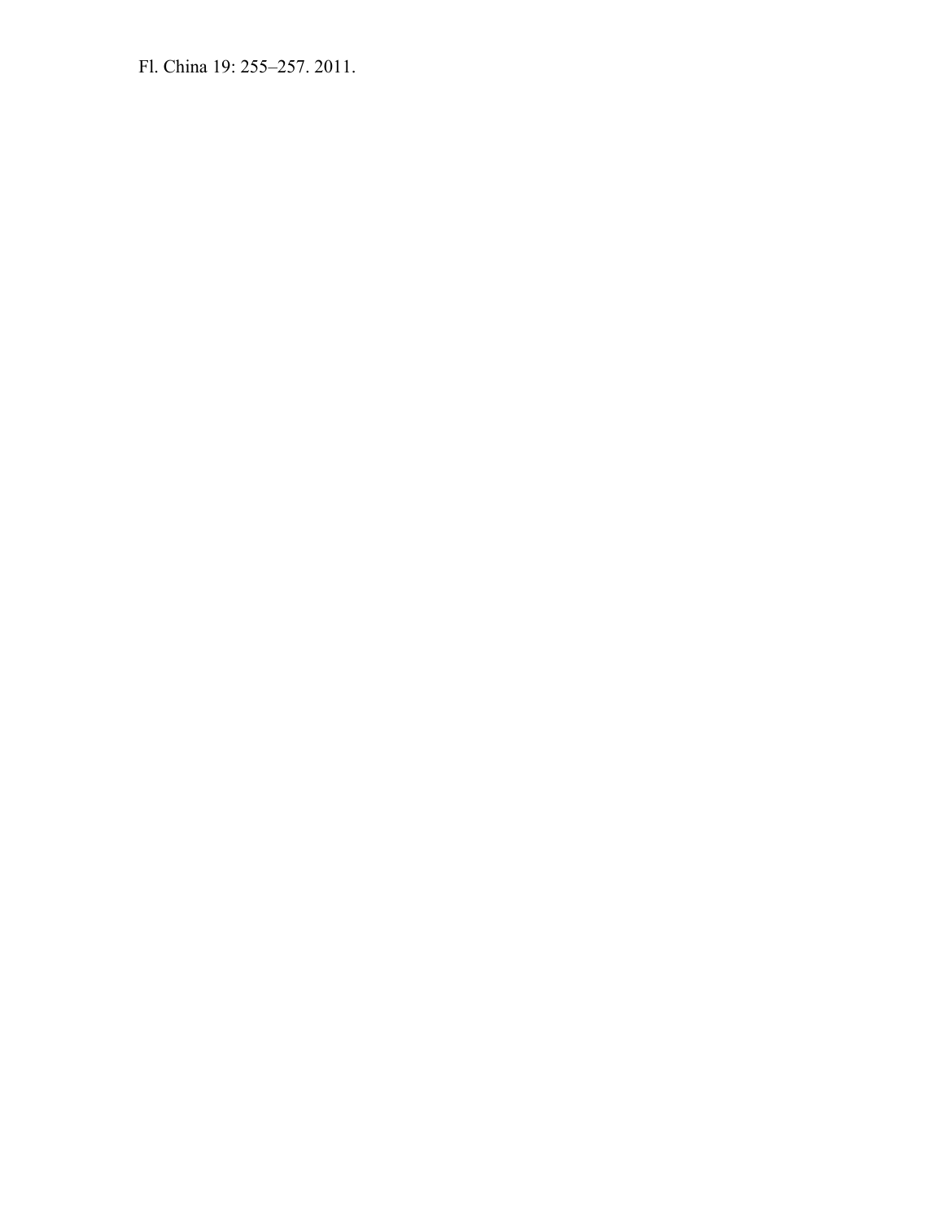Fl. China 19: 255–257. 2011.